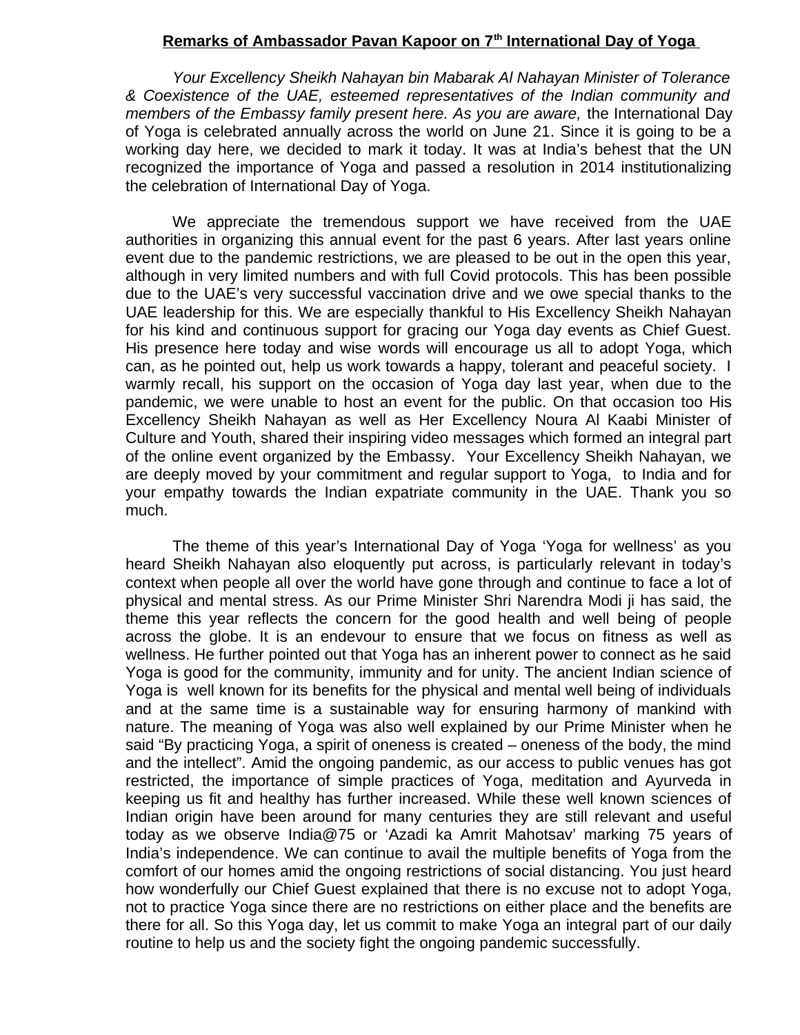**Remarks of Ambassador Pavan Kapoor on 7th International Day of Yoga**

*Your Excellency Sheikh Nahayan bin Mabarak Al Nahayan Minister of Tolerance & Coexistence of the UAE, esteemed representatives of the Indian community and members of the Embassy family present here. As you are aware,* the International Day of Yoga is celebrated annually across the world on June 21. Since it is going to be a working day here, we decided to mark it today. It was at India's behest that the UN recognized the importance of Yoga and passed a resolution in 2014 institutionalizing the celebration of International Day of Yoga.

We appreciate the tremendous support we have received from the UAE authorities in organizing this annual event for the past 6 years. After last years online event due to the pandemic restrictions, we are pleased to be out in the open this year, although in very limited numbers and with full Covid protocols. This has been possible due to the UAE's very successful vaccination drive and we owe special thanks to the UAE leadership for this. We are especially thankful to His Excellency Sheikh Nahayan for his kind and continuous support for gracing our Yoga day events as Chief Guest. His presence here today and wise words will encourage us all to adopt Yoga, which can, as he pointed out, help us work towards a happy, tolerant and peaceful society. I warmly recall, his support on the occasion of Yoga day last year, when due to the pandemic, we were unable to host an event for the public. On that occasion too His Excellency Sheikh Nahayan as well as Her Excellency Noura Al Kaabi Minister of Culture and Youth, shared their inspiring video messages which formed an integral part of the online event organized by the Embassy. Your Excellency Sheikh Nahayan, we are deeply moved by your commitment and regular support to Yoga, to India and for your empathy towards the Indian expatriate community in the UAE. Thank you so much.

The theme of this year's International Day of Yoga 'Yoga for wellness' as you heard Sheikh Nahayan also eloquently put across, is particularly relevant in today's context when people all over the world have gone through and continue to face a lot of physical and mental stress. As our Prime Minister Shri Narendra Modi ji has said, the theme this year reflects the concern for the good health and well being of people across the globe. It is an endevour to ensure that we focus on fitness as well as wellness. He further pointed out that Yoga has an inherent power to connect as he said Yoga is good for the community, immunity and for unity. The ancient Indian science of Yoga is well known for its benefits for the physical and mental well being of individuals and at the same time is a sustainable way for ensuring harmony of mankind with nature. The meaning of Yoga was also well explained by our Prime Minister when he said "By practicing Yoga, a spirit of oneness is created – oneness of the body, the mind and the intellect". Amid the ongoing pandemic, as our access to public venues has got restricted, the importance of simple practices of Yoga, meditation and Ayurveda in keeping us fit and healthy has further increased. While these well known sciences of Indian origin have been around for many centuries they are still relevant and useful today as we observe India@75 or 'Azadi ka Amrit Mahotsav' marking 75 years of India's independence. We can continue to avail the multiple benefits of Yoga from the comfort of our homes amid the ongoing restrictions of social distancing. You just heard how wonderfully our Chief Guest explained that there is no excuse not to adopt Yoga, not to practice Yoga since there are no restrictions on either place and the benefits are there for all. So this Yoga day, let us commit to make Yoga an integral part of our daily routine to help us and the society fight the ongoing pandemic successfully.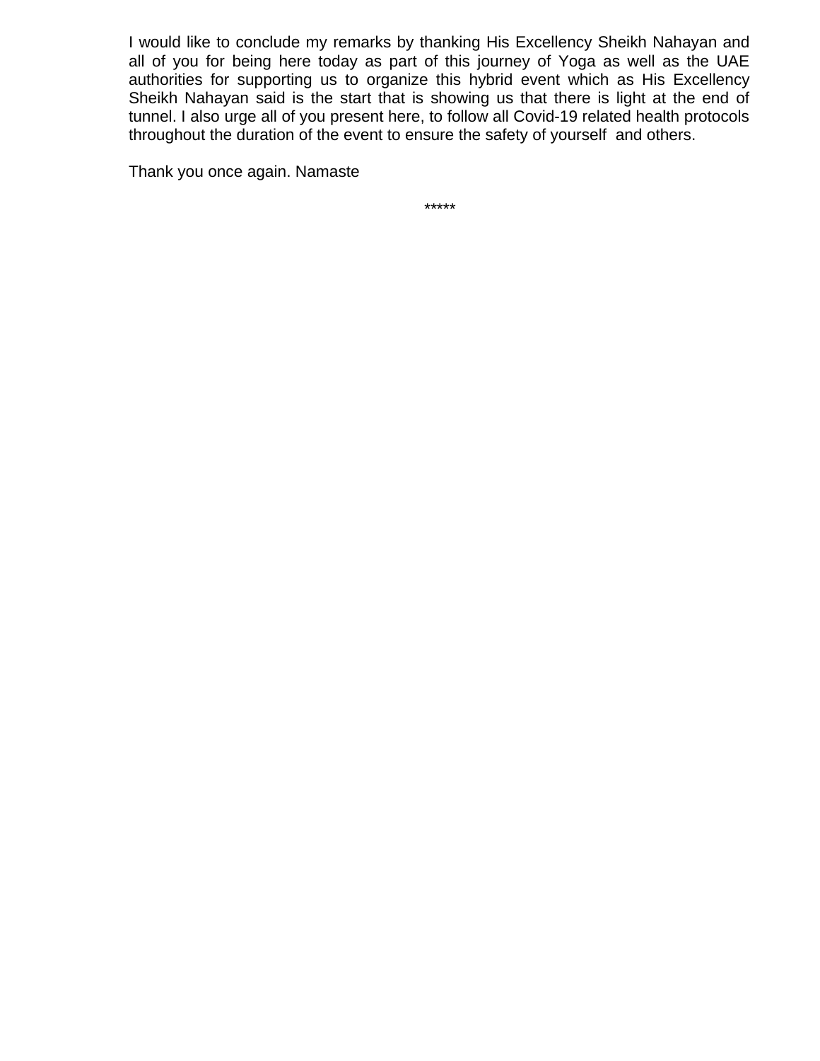I would like to conclude my remarks by thanking His Excellency Sheikh Nahayan and all of you for being here today as part of this journey of Yoga as well as the UAE authorities for supporting us to organize this hybrid event which as His Excellency Sheikh Nahayan said is the start that is showing us that there is light at the end of tunnel. I also urge all of you present here, to follow all Covid-19 related health protocols throughout the duration of the event to ensure the safety of yourself and others.

Thank you once again. Namaste

*****